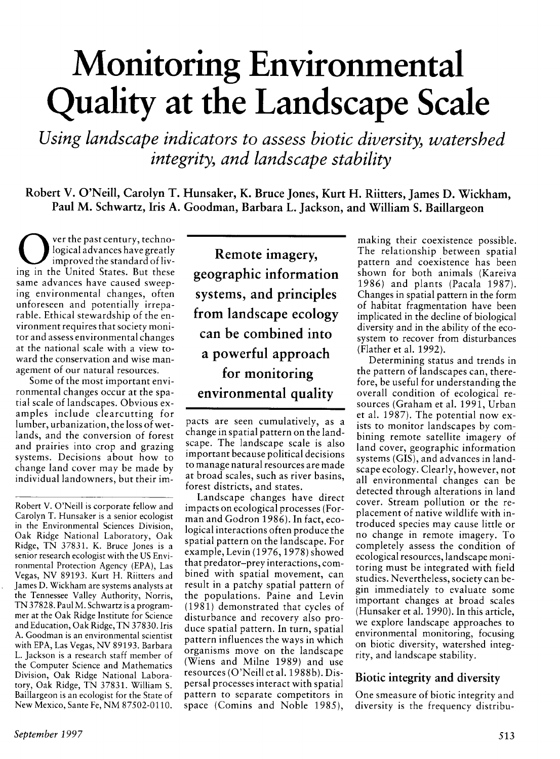# Monitoring Environmental Quality at the Landscape Scale

*Using landscape indicators to assess biotic diversity, watershed integrity, and landscape stability*

**Robert V. O'Neill, Carolyn T. Hunsaker, K. Bruce Jones, Kurt H. Riitters, James D. Wickham, Paul M. Schwartz, Iris A. Goodman, Barbara L. Jackson, and William S. Baillargeon**

Over the past century, technological advances have greatly improved the standard of living in the United States. But these same advances have caused sweeping environmental changes, often unforeseen and potentially irreparable. Ethical stewardship of the environment requires that society monitor and assess environmental changes at the national scale with a view toward the conservation and wise management of our natural resources.

Some of the most important environmental changes occur at the spatial scale of landscapes. Obvious examples include clearcutting for lumber, urbanization, the loss of wetlands, and the conversion of forest and prairies into crop and grazing systems. Decisions about how to change land cover may be made by individual landowners, but their impacts are seen cumulatively, as a change in spatial pattern on the landscape. The landscape scale is also important because political decisions to manage natural resources are made at broad scales, such as river basins, forest districts, and states.

> **Remote imagery, geographic information systems, and principles from landscape ecology can be combined into a powerful approach for monitoring environmental quality**

Landscape changes have direct impacts on ecological processes (Forman and Godron 1986). In fact, ecological interactions often produce the spatial pattern on the landscape. For example, Levin (1976, 1978) showed that predator–prey interactions, combined with spatial movement, can result in a patchy spatial pattern of the populations. Paine and Levin (1981) demonstrated that cycles of disturbance and recovery also produce spatial pattern. In turn, spatial pattern influences the ways in which organisms move on the landscape (Wiens and Milne 1989) and use resources (O'Neill et al. 1988b). Dispersal processes interact with spatial pattern to separate competitors in space (Comins and Noble 1985), making their coexistence possible. The relationship between spatial pattern and coexistence has been shown for both animals (Kareiva 1986) and plants (Pacala 1987). Changes in spatial pattern in the form of habitat fragmentation have been implicated in the decline of biological diversity and in the ability of the ecosystem to recover from disturbances (Flather et al. 1992).

Determining status and trends in the pattern of landscapes can, therefore, be useful for understanding the overall condition of ecological resources (Graham et al. 1991, Urban et al. 1987). The potential now exists to monitor landscapes by combining remote satellite imagery of land cover, geographic information systems (GIS), and advances in landscape ecology. Clearly, however, not all environmental changes can be detected through alterations in land cover. Stream pollution or the replacement of native wildlife with introduced species may cause little or no change in remote imagery. To completely assess the condition of ecological resources, landscape monitoring must be integrated with field studies. Nevertheless, society can begin immediately to evaluate some important changes at broad scales (Hunsaker et al. 1990). In this article, we explore landscape approaches to environmental monitoring, focusing on biotic diversity, watershed integrity, and landscape stability.

## Biotic integrity and diversity

One smeasure of biotic integrity and diversity is the frequency distribu-

---

Robert V. O'Neill is corporate fellow and Carolyn T. Hunsaker is a senior ecologist in the Environmental Sciences Division, Oak Ridge National Laboratory, Oak Ridge, TN 37831. K. Bruce Jones is a senior research ecologist with the US Environmental Protection Agency (EPA), Las Vegas, NV 89193. Kurt H. Riitters and James D. Wickham are systems analysts at the Tennessee Valley Authority, Norris, TN 37828. Paul M. Schwartz is a programmer at the Oak Ridge Institute for Science and Education, Oak Ridge, TN 37830. Iris A. Goodman is an environmental scientist with EPA, Las Vegas, NV 89193. Barbara L. Jackson is a research staff member of the Computer Science and Mathematics Division, Oak Ridge National Laboratory, Oak Ridge, TN 37831. William S. Baillargeon is an ecologist for the State of New Mexico, Sante Fe, NM 87502-0110.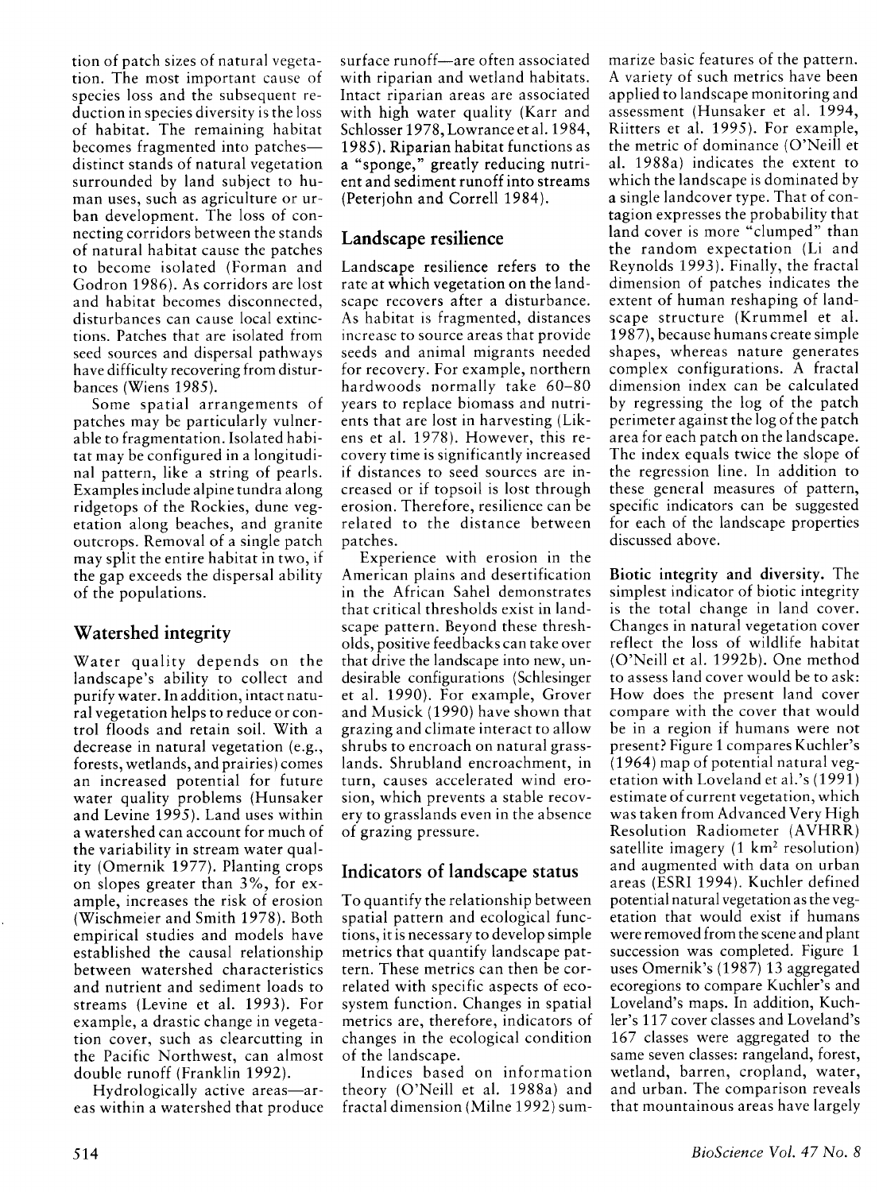tion of patch sizes of natural vegetation. The most important cause of species loss and the subsequent reduction in species diversity is the loss of habitat. The remaining habitat becomes fragmented into patches—distinct stands of natural vegetation surrounded by land subject to human uses, such as agriculture or urban development. The loss of connecting corridors between the stands of natural habitat cause the patches to become isolated (Forman and Godron 1986). As corridors are lost and habitat becomes disconnected, disturbances can cause local extinctions. Patches that are isolated from seed sources and dispersal pathways have difficulty recovering from disturbances (Wiens 1985).

Some spatial arrangements of patches may be particularly vulnerable to fragmentation. Isolated habitat may be configured in a longitudinal pattern, like a string of pearls. Examples include alpine tundra along ridgetops of the Rockies, dune vegetation along beaches, and granite outcrops. Removal of a single patch may split the entire habitat in two, if the gap exceeds the dispersal ability of the populations.

## Watershed integrity

Water quality depends on the landscape's ability to collect and purify water. In addition, intact natural vegetation helps to reduce or control floods and retain soil. With a decrease in natural vegetation (e.g., forests, wetlands, and prairies) comes an increased potential for future water quality problems (Hunsaker and Levine 1995). Land uses within a watershed can account for much of the variability in stream water quality (Omernik 1977). Planting crops on slopes greater than 3%, for example, increases the risk of erosion (Wischmeier and Smith 1978). Both empirical studies and models have established the causal relationship between watershed characteristics and nutrient and sediment loads to streams (Levine et al. 1993). For example, a drastic change in vegetation cover, such as clearcutting in the Pacific Northwest, can almost double runoff (Franklin 1992).

Hydrologically active areas—areas within a watershed that produce surface runoff—are often associated with riparian and wetland habitats. Intact riparian areas are associated with high water quality (Karr and Schlosser 1978, Lowrance et al. 1984, 1985). Riparian habitat functions as a "sponge," greatly reducing nutrient and sediment runoff into streams (Peterjohn and Correll 1984).

## Landscape resilience

Landscape resilience refers to the rate at which vegetation on the landscape recovers after a disturbance. As habitat is fragmented, distances increase to source areas that provide seeds and animal migrants needed for recovery. For example, northern hardwoods normally take 60–80 years to replace biomass and nutrients that are lost in harvesting (Likens et al. 1978). However, this recovery time is significantly increased if distances to seed sources are increased or if topsoil is lost through erosion. Therefore, resilience can be related to the distance between patches.

Experience with erosion in the American plains and desertification in the African Sahel demonstrates that critical thresholds exist in landscape pattern. Beyond these thresholds, positive feedbacks can take over that drive the landscape into new, undesirable configurations (Schlesinger et al. 1990). For example, Grover and Musick (1990) have shown that grazing and climate interact to allow shrubs to encroach on natural grasslands. Shrubland encroachment, in turn, causes accelerated wind erosion, which prevents a stable recovery to grasslands even in the absence of grazing pressure.

## Indicators of landscape status

To quantify the relationship between spatial pattern and ecological functions, it is necessary to develop simple metrics that quantify landscape pattern. These metrics can then be correlated with specific aspects of ecosystem function. Changes in spatial metrics are, therefore, indicators of changes in the ecological condition of the landscape.

Indices based on information theory (O'Neill et al. 1988a) and fractal dimension (Milne 1992) summarize basic features of the pattern. A variety of such metrics have been applied to landscape monitoring and assessment (Hunsaker et al. 1994, Riitters et al. 1995). For example, the metric of dominance (O'Neill et al. 1988a) indicates the extent to which the landscape is dominated by a single landcover type. That of contagion expresses the probability that land cover is more "clumped" than the random expectation (Li and Reynolds 1993). Finally, the fractal dimension of patches indicates the extent of human reshaping of landscape structure (Krummel et al. 1987), because humans create simple shapes, whereas nature generates complex configurations. A fractal dimension index can be calculated by regressing the log of the patch perimeter against the log of the patch area for each patch on the landscape. The index equals twice the slope of the regression line. In addition to these general measures of pattern, specific indicators can be suggested for each of the landscape properties discussed above.

**Biotic integrity and diversity.** The simplest indicator of biotic integrity is the total change in land cover. Changes in natural vegetation cover reflect the loss of wildlife habitat (O'Neill et al. 1992b). One method to assess land cover would be to ask: How does the present land cover compare with the cover that would be in a region if humans were not present? Figure 1 compares Kuchler's (1964) map of potential natural vegetation with Loveland et al.'s (1991) estimate of current vegetation, which was taken from Advanced Very High Resolution Radiometer (AVHRR) satellite imagery (1 $km^2$ resolution) and augmented with data on urban areas (ESRI 1994). Kuchler defined potential natural vegetation as the vegetation that would exist if humans were removed from the scene and plant succession was completed. Figure 1 uses Omernik's (1987) 13 aggregated ecoregions to compare Kuchler's and Loveland's maps. In addition, Kuchler's 117 cover classes and Loveland's 167 classes were aggregated to the same seven classes: rangeland, forest, wetland, barren, cropland, water, and urban. The comparison reveals that mountainous areas have largely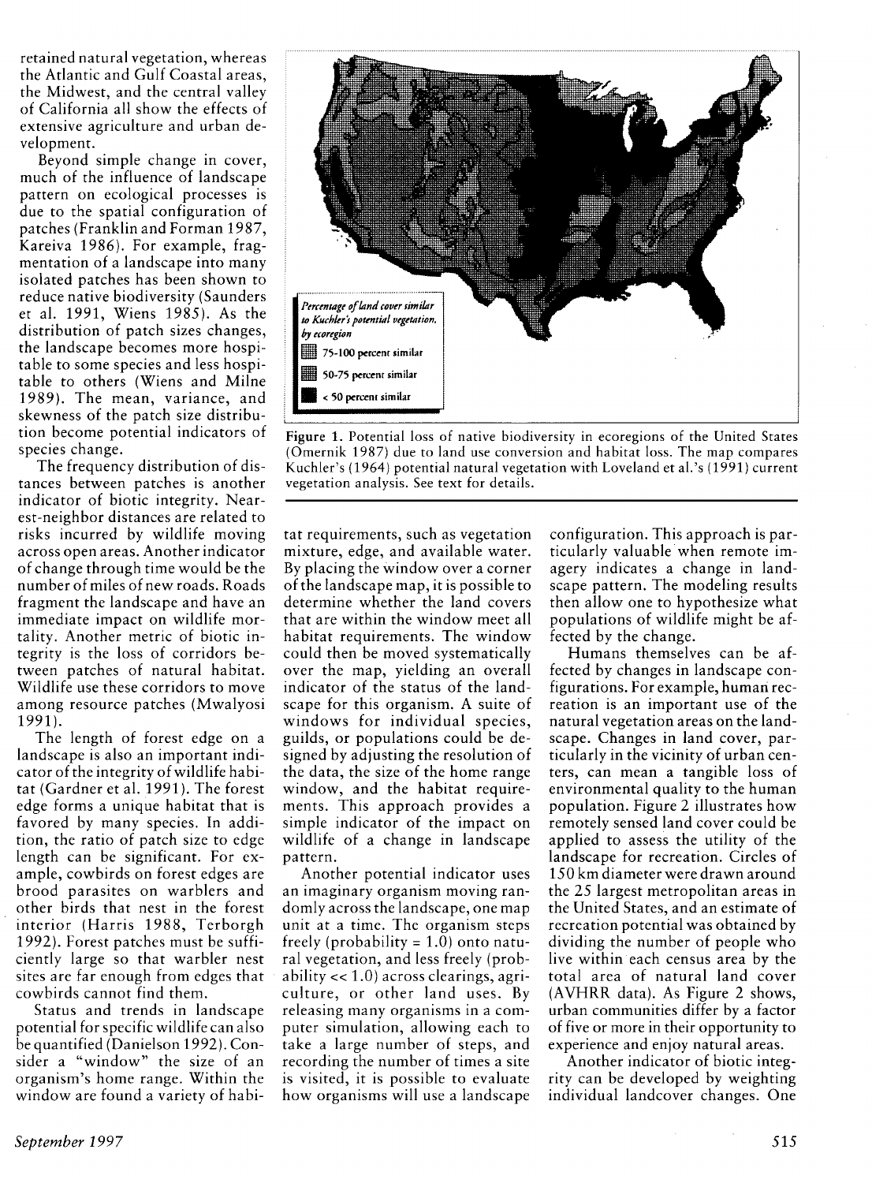retained natural vegetation, whereas the Atlantic and Gulf Coastal areas, the Midwest, and the central valley of California all show the effects of extensive agriculture and urban development.

Beyond simple change in cover, much of the influence of landscape pattern on ecological processes is due to the spatial configuration of patches (Franklin and Forman 1987, Kareiva 1986). For example, fragmentation of a landscape into many isolated patches has been shown to reduce native biodiversity (Saunders et al. 1991, Wiens 1985). As the distribution of patch sizes changes, the landscape becomes more hospitable to some species and less hospitable to others (Wiens and Milne 1989). The mean, variance, and skewness of the patch size distribution become potential indicators of species change.

The frequency distribution of distances between patches is another indicator of biotic integrity. Nearest-neighbor distances are related to risks incurred by wildlife moving across open areas. Another indicator of change through time would be the number of miles of new roads. Roads fragment the landscape and have an immediate impact on wildlife mortality. Another metric of biotic integrity is the loss of corridors between patches of natural habitat. Wildlife use these corridors to move among resource patches (Mwalyosi 1991).

The length of forest edge on a landscape is also an important indicator of the integrity of wildlife habitat (Gardner et al. 1991). The forest edge forms a unique habitat that is favored by many species. In addition, the ratio of patch size to edge length can be significant. For example, cowbirds on forest edges are brood parasites on warblers and other birds that nest in the forest interior (Harris 1988, Terborgh 1992). Forest patches must be sufficiently large so that warbler nest sites are far enough from edges that cowbirds cannot find them.

Status and trends in landscape potential for specific wildlife can also be quantified (Danielson 1992). Consider a "window" the size of an organism's home range. Within the window are found a variety of habitat requirements, such as vegetation mixture, edge, and available water. By placing the window over a corner of the landscape map, it is possible to determine whether the land covers that are within the window meet all habitat requirements. The window could then be moved systematically over the map, yielding an overall indicator of the status of the landscape for this organism. A suite of windows for individual species, guilds, or populations could be designed by adjusting the resolution of the data, the size of the home range window, and the habitat requirements. This approach provides a simple indicator of the impact on wildlife of a change in landscape pattern.

Another potential indicator uses an imaginary organism moving randomly across the landscape, one map unit at a time. The organism steps freely (probability = 1.0) onto natural vegetation, and less freely (probability << 1.0) across clearings, agriculture, or other land uses. By releasing many organisms in a computer simulation, allowing each to take a large number of steps, and recording the number of times a site is visited, it is possible to evaluate how organisms will use a landscape configuration. This approach is particularly valuable when remote imagery indicates a change in landscape pattern. The modeling results then allow one to hypothesize what populations of wildlife might be affected by the change.

Humans themselves can be affected by changes in landscape configurations. For example, human recreation is an important use of the natural vegetation areas on the landscape. Changes in land cover, particularly in the vicinity of urban centers, can mean a tangible loss of environmental quality to the human population. Figure 2 illustrates how remotely sensed land cover could be applied to assess the utility of the landscape for recreation. Circles of 150 km diameter were drawn around the 25 largest metropolitan areas in the United States, and an estimate of recreation potential was obtained by dividing the number of people who live within each census area by the total area of natural land cover (AVHRR data). As Figure 2 shows, urban communities differ by a factor of five or more in their opportunity to experience and enjoy natural areas.

Another indicator of biotic integrity can be developed by weighting individual landcover changes. One

*Percentage of land cover similar to Kuchler's potential vegetation, by ecoregion*

75-100 percent similar

50-75 percent similar

< 50 percent similar

**Figure 1.** Potential loss of native biodiversity in ecoregions of the United States (Omernik 1987) due to land use conversion and habitat loss. The map compares Kuchler's (1964) potential natural vegetation with Loveland et al.'s (1991) current vegetation analysis. See text for details.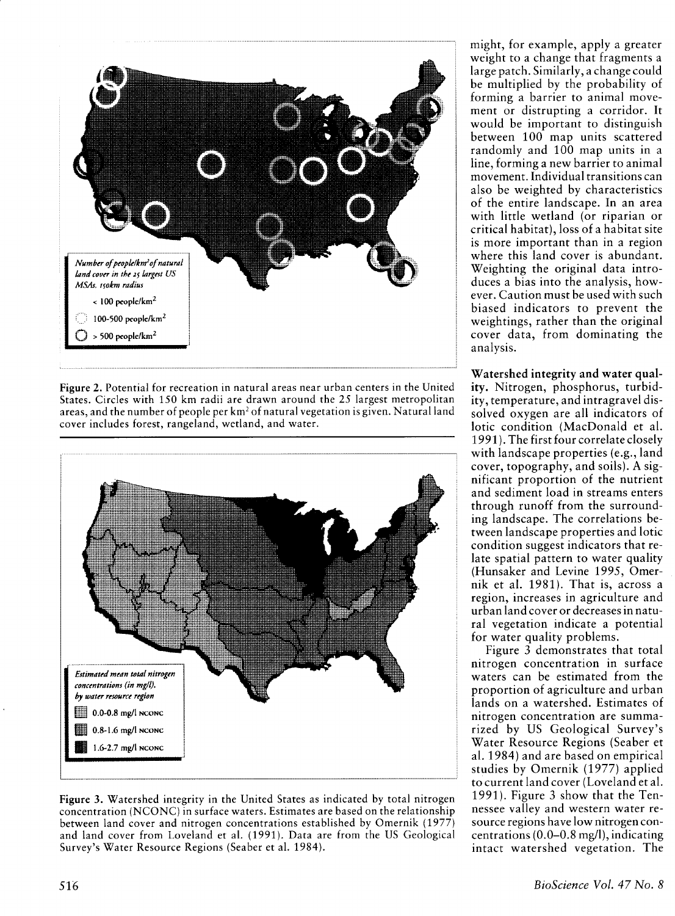Figure 2. Potential for recreation in natural areas near urban centers in the United States. Circles with 150 km radii are drawn around the 25 largest metropolitan areas, and the number of people per km² of natural vegetation is given. Natural land cover includes forest, rangeland, wetland, and water.

Figure 3. Watershed integrity in the United States as indicated by total nitrogen concentration (NCONC) in surface waters. Estimates are based on the relationship between land cover and nitrogen concentrations established by Omernik (1977) and land cover from Loveland et al. (1991). Data are from the US Geological Survey's Water Resource Regions (Seaber et al. 1984).

might, for example, apply a greater weight to a change that fragments a large patch. Similarly, a change could be multiplied by the probability of forming a barrier to animal movement or distrupting a corridor. It would be important to distinguish between 100 map units scattered randomly and 100 map units in a line, forming a new barrier to animal movement. Individual transitions can also be weighted by characteristics of the entire landscape. In an area with little wetland (or riparian or critical habitat), loss of a habitat site is more important than in a region where this land cover is abundant. Weighting the original data introduces a bias into the analysis, however. Caution must be used with such biased indicators to prevent the weightings, rather than the original cover data, from dominating the analysis.

**Watershed integrity and water quality.** Nitrogen, phosphorus, turbidity, temperature, and intragravel dissolved oxygen are all indicators of lotic condition (MacDonald et al. 1991). The first four correlate closely with landscape properties (e.g., land cover, topography, and soils). A significant proportion of the nutrient and sediment load in streams enters through runoff from the surrounding landscape. The correlations between landscape properties and lotic condition suggest indicators that relate spatial pattern to water quality (Hunsaker and Levine 1995, Omernik et al. 1981). That is, across a region, increases in agriculture and urban land cover or decreases in natural vegetation indicate a potential for water quality problems.

Figure 3 demonstrates that total nitrogen concentration in surface waters can be estimated from the proportion of agriculture and urban lands on a watershed. Estimates of nitrogen concentration are summarized by US Geological Survey's Water Resource Regions (Seaber et al. 1984) and are based on empirical studies by Omernik (1977) applied to current land cover (Loveland et al. 1991). Figure 3 show that the Tennessee valley and western water resource regions have low nitrogen concentrations (0.0–0.8 mg/l), indicating intact watershed vegetation. The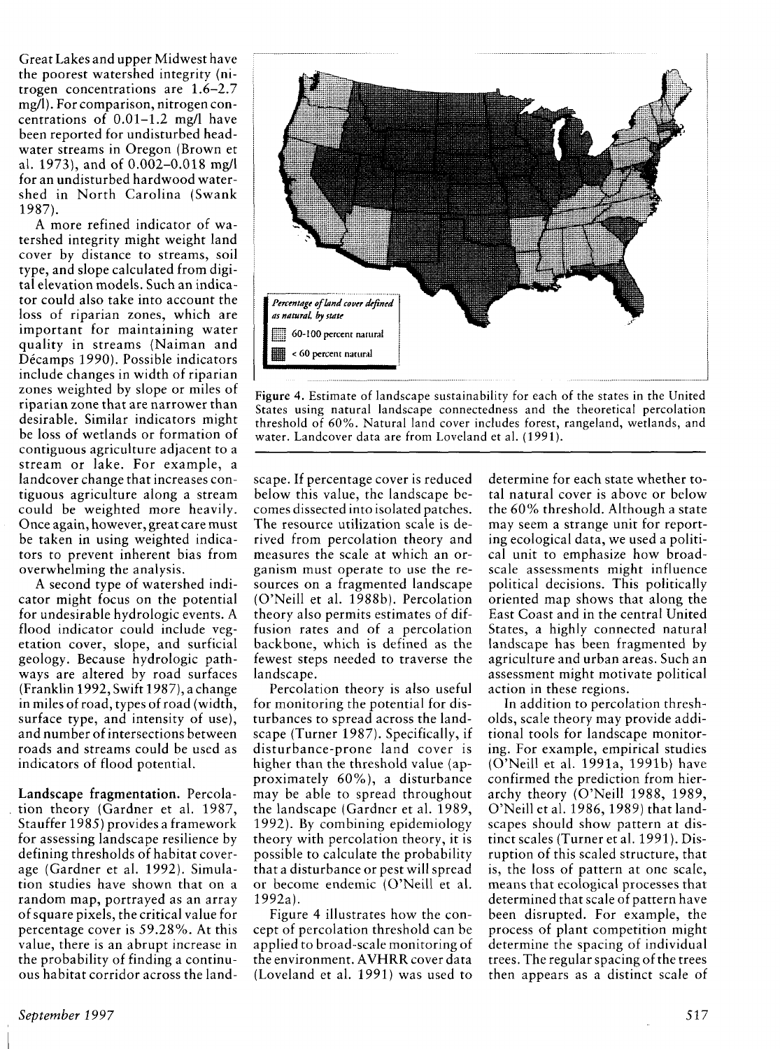Great Lakes and upper Midwest have the poorest watershed integrity (nitrogen concentrations are 1.6–2.7 mg/l). For comparison, nitrogen concentrations of 0.01–1.2 mg/l have been reported for undisturbed headwater streams in Oregon (Brown et al. 1973), and of 0.002–0.018 mg/l for an undisturbed hardwood watershed in North Carolina (Swank 1987).

A more refined indicator of watershed integrity might weight land cover by distance to streams, soil type, and slope calculated from digital elevation models. Such an indicator could also take into account the loss of riparian zones, which are important for maintaining water quality in streams (Naiman and Décamps 1990). Possible indicators include changes in width of riparian zones weighted by slope or miles of riparian zone that are narrower than desirable. Similar indicators might be loss of wetlands or formation of contiguous agriculture adjacent to a stream or lake. For example, a landcover change that increases contiguous agriculture along a stream could be weighted more heavily. Once again, however, great care must be taken in using weighted indicators to prevent inherent bias from overwhelming the analysis.

A second type of watershed indicator might focus on the potential for undesirable hydrologic events. A flood indicator could include vegetation cover, slope, and surficial geology. Because hydrologic pathways are altered by road surfaces (Franklin 1992, Swift 1987), a change in miles of road, types of road (width, surface type, and intensity of use), and number of intersections between roads and streams could be used as indicators of flood potential.

**Landscape fragmentation.** Percolation theory (Gardner et al. 1987, Stauffer 1985) provides a framework for assessing landscape resilience by defining thresholds of habitat coverage (Gardner et al. 1992). Simulation studies have shown that on a random map, portrayed as an array of square pixels, the critical value for percentage cover is 59.28%. At this value, there is an abrupt increase in the probability of finding a continuous habitat corridor across the landscape. If percentage cover is reduced below this value, the landscape becomes dissected into isolated patches. The resource utilization scale is derived from percolation theory and measures the scale at which an organism must operate to use the resources on a fragmented landscape (O'Neill et al. 1988b). Percolation theory also permits estimates of diffusion rates and of a percolation backbone, which is defined as the fewest steps needed to traverse the landscape.

Percolation theory is also useful for monitoring the potential for disturbances to spread across the landscape (Turner 1987). Specifically, if disturbance-prone land cover is higher than the threshold value (approximately 60%), a disturbance may be able to spread throughout the landscape (Gardner et al. 1989, 1992). By combining epidemiology theory with percolation theory, it is possible to calculate the probability that a disturbance or pest will spread or become endemic (O'Neill et al. 1992a).

Figure 4 illustrates how the concept of percolation threshold can be applied to broad-scale monitoring of the environment. AVHRR cover data (Loveland et al. 1991) was used to determine for each state whether total natural cover is above or below the 60% threshold. Although a state may seem a strange unit for reporting ecological data, we used a political unit to emphasize how broad-scale assessments might influence political decisions. This politically oriented map shows that along the East Coast and in the central United States, a highly connected natural landscape has been fragmented by agriculture and urban areas. Such an assessment might motivate political action in these regions.

*Percentage of land cover defined as natural, by state*

- 60-100 percent natural
- < 60 percent natural

Figure 4. Estimate of landscape sustainability for each of the states in the United States using natural landscape connectedness and the theoretical percolation threshold of 60%. Natural land cover includes forest, rangeland, wetlands, and water. Landcover data are from Loveland et al. (1991).

In addition to percolation thresholds, scale theory may provide additional tools for landscape monitoring. For example, empirical studies (O'Neill et al. 1991a, 1991b) have confirmed the prediction from hierarchy theory (O'Neill 1988, 1989, O'Neill et al. 1986, 1989) that landscapes should show pattern at distinct scales (Turner et al. 1991). Disruption of this scaled structure, that is, the loss of pattern at one scale, means that ecological processes that determined that scale of pattern have been disrupted. For example, the process of plant competition might determine the spacing of individual trees. The regular spacing of the trees then appears as a distinct scale of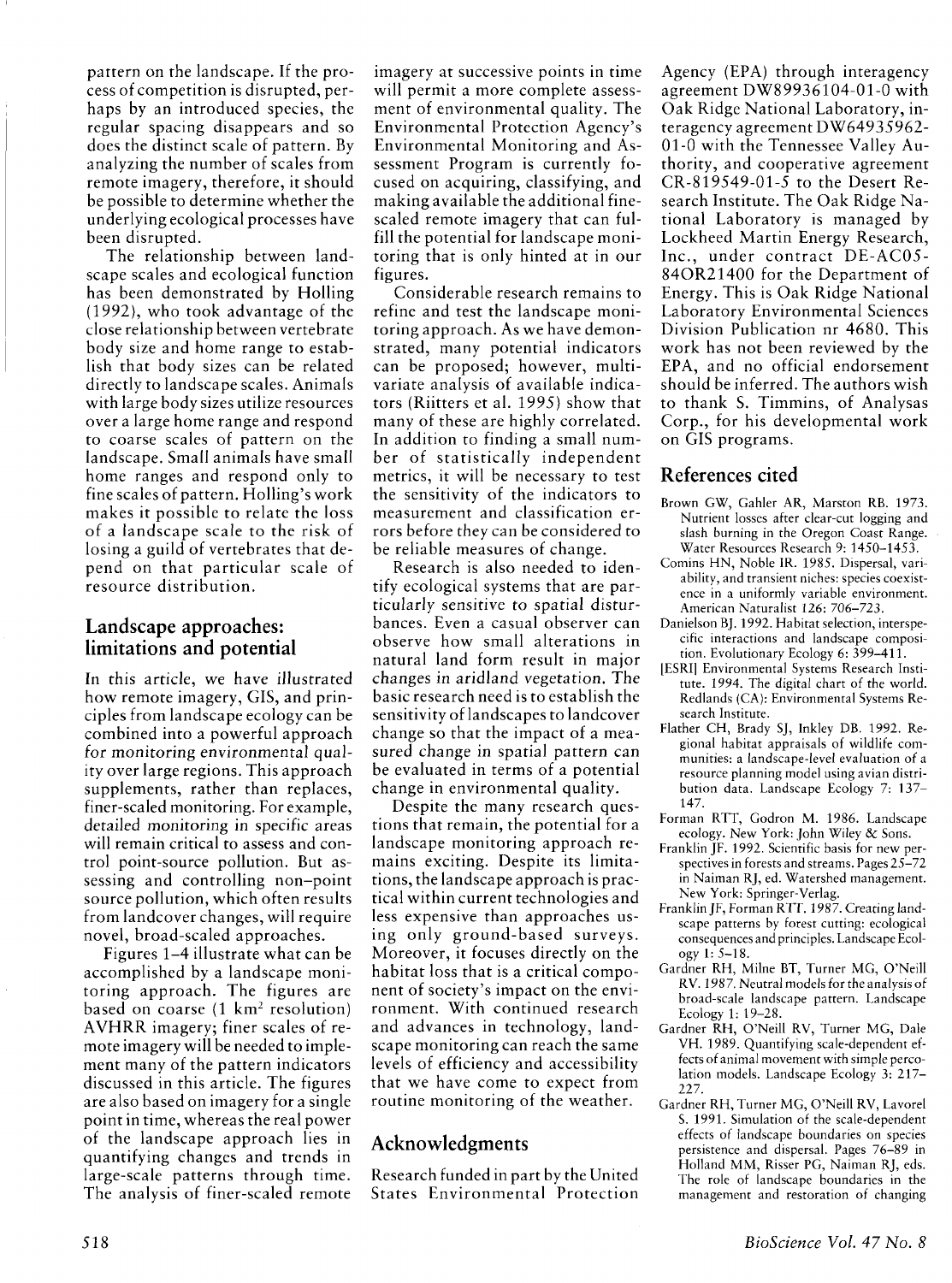pattern on the landscape. If the process of competition is disrupted, perhaps by an introduced species, the regular spacing disappears and so does the distinct scale of pattern. By analyzing the number of scales from remote imagery, therefore, it should be possible to determine whether the underlying ecological processes have been disrupted.

The relationship between landscape scales and ecological function has been demonstrated by Holling (1992), who took advantage of the close relationship between vertebrate body size and home range to establish that body sizes can be related directly to landscape scales. Animals with large body sizes utilize resources over a large home range and respond to coarse scales of pattern on the landscape. Small animals have small home ranges and respond only to fine scales of pattern. Holling's work makes it possible to relate the loss of a landscape scale to the risk of losing a guild of vertebrates that depend on that particular scale of resource distribution.

## Landscape approaches: limitations and potential

In this article, we have illustrated how remote imagery, GIS, and principles from landscape ecology can be combined into a powerful approach for monitoring environmental quality over large regions. This approach supplements, rather than replaces, finer-scaled monitoring. For example, detailed monitoring in specific areas will remain critical to assess and control point-source pollution. But assessing and controlling non-point source pollution, which often results from landcover changes, will require novel, broad-scaled approaches.

Figures 1–4 illustrate what can be accomplished by a landscape monitoring approach. The figures are based on coarse (1 $km^2$ resolution) AVHRR imagery; finer scales of remote imagery will be needed to implement many of the pattern indicators discussed in this article. The figures are also based on imagery for a single point in time, whereas the real power of the landscape approach lies in quantifying changes and trends in large-scale patterns through time. The analysis of finer-scaled remote imagery at successive points in time will permit a more complete assessment of environmental quality. The Environmental Protection Agency's Environmental Monitoring and Assessment Program is currently focused on acquiring, classifying, and making available the additional fine-scaled remote imagery that can fulfill the potential for landscape monitoring that is only hinted at in our figures.

Considerable research remains to refine and test the landscape monitoring approach. As we have demonstrated, many potential indicators can be proposed; however, multivariate analysis of available indicators (Riitters et al. 1995) show that many of these are highly correlated. In addition to finding a small number of statistically independent metrics, it will be necessary to test the sensitivity of the indicators to measurement and classification errors before they can be considered to be reliable measures of change.

Research is also needed to identify ecological systems that are particularly sensitive to spatial disturbances. Even a casual observer can observe how small alterations in natural land form result in major changes in aridland vegetation. The basic research need is to establish the sensitivity of landscapes to landcover change so that the impact of a measured change in spatial pattern can be evaluated in terms of a potential change in environmental quality.

Despite the many research questions that remain, the potential for a landscape monitoring approach remains exciting. Despite its limitations, the landscape approach is practical within current technologies and less expensive than approaches using only ground-based surveys. Moreover, it focuses directly on the habitat loss that is a critical component of society's impact on the environment. With continued research and advances in technology, landscape monitoring can reach the same levels of efficiency and accessibility that we have come to expect from routine monitoring of the weather.

## Acknowledgments

Research funded in part by the United States Environmental Protection Agency (EPA) through interagency agreement DW89936104-01-0 with Oak Ridge National Laboratory, interagency agreement DW64935962-01-0 with the Tennessee Valley Authority, and cooperative agreement CR-819549-01-5 to the Desert Research Institute. The Oak Ridge National Laboratory is managed by Lockheed Martin Energy Research, Inc., under contract DE-AC05-84OR21400 for the Department of Energy. This is Oak Ridge National Laboratory Environmental Sciences Division Publication nr 4680. This work has not been reviewed by the EPA, and no official endorsement should be inferred. The authors wish to thank S. Timmins, of Analysas Corp., for his developmental work on GIS programs.

## References cited

Brown GW, Gahler AR, Marston RB. 1973. Nutrient losses after clear-cut logging and slash burning in the Oregon Coast Range. Water Resources Research 9: 1450–1453.

Comins HN, Noble IR. 1985. Dispersal, variability, and transient niches: species coexistence in a uniformly variable environment. American Naturalist 126: 706–723.

Danielson BJ. 1992. Habitat selection, interspecific interactions and landscape composition. Evolutionary Ecology 6: 399–411.

[ESRI] Environmental Systems Research Institute. 1994. The digital chart of the world. Redlands (CA): Environmental Systems Research Institute.

Flather CH, Brady SJ, Inkley DB. 1992. Regional habitat appraisals of wildlife communities: a landscape-level evaluation of a resource planning model using avian distribution data. Landscape Ecology 7: 137–147.

Forman RTT, Godron M. 1986. Landscape ecology. New York: John Wiley & Sons.

Franklin JF. 1992. Scientific basis for new perspectives in forests and streams. Pages 25–72 in Naiman RJ, ed. Watershed management. New York: Springer-Verlag.

Franklin JF, Forman RTT. 1987. Creating landscape patterns by forest cutting: ecological consequences and principles. Landscape Ecology 1: 5–18.

Gardner RH, Milne BT, Turner MG, O'Neill RV. 1987. Neutral models for the analysis of broad-scale landscape pattern. Landscape Ecology 1: 19–28.

Gardner RH, O'Neill RV, Turner MG, Dale VH. 1989. Quantifying scale-dependent effects of animal movement with simple percolation models. Landscape Ecology 3: 217–227.

Gardner RH, Turner MG, O'Neill RV, Lavorel S. 1991. Simulation of the scale-dependent effects of landscape boundaries on species persistence and dispersal. Pages 76–89 in Holland MM, Risser PG, Naiman RJ, eds. The role of landscape boundaries in the management and restoration of changing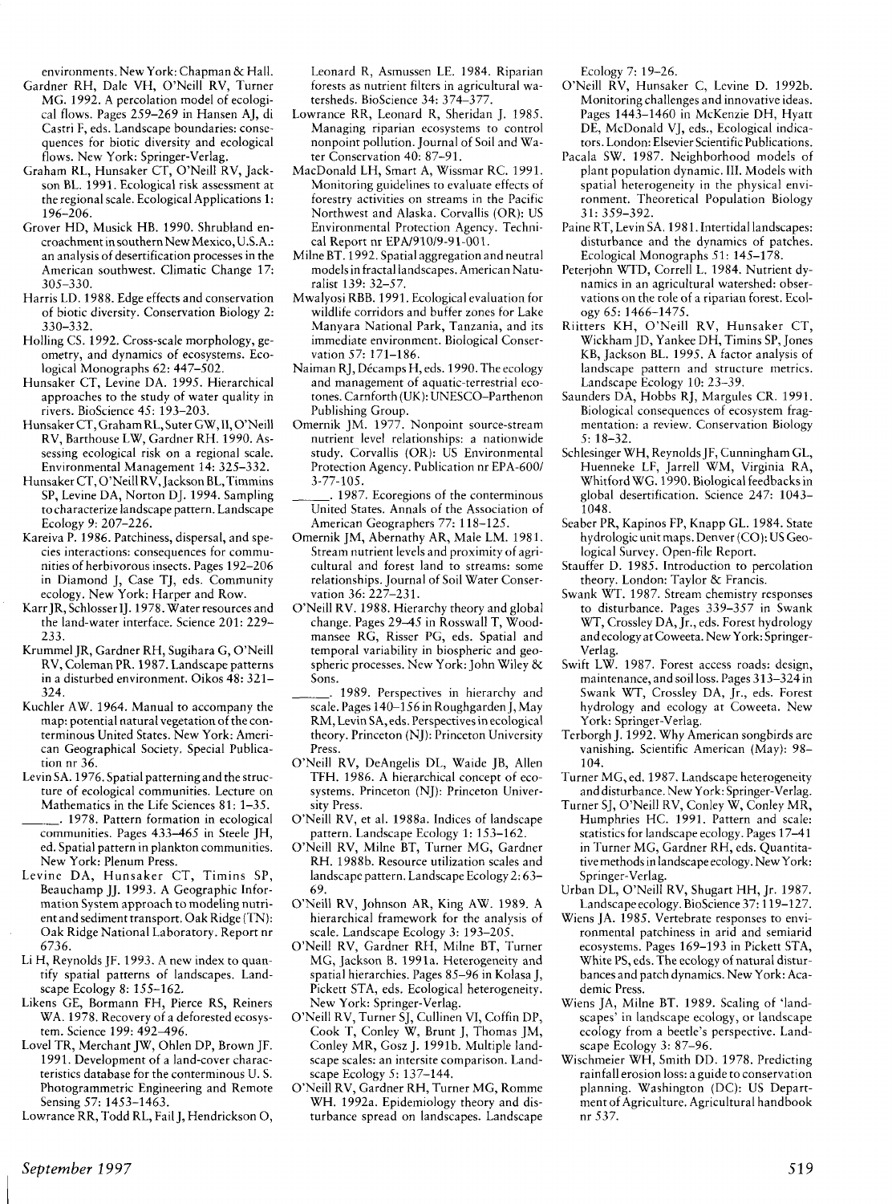environments. New York: Chapman & Hall.

Gardner RH, Dale VH, O'Neill RV, Turner MG. 1992. A percolation model of ecological flows. Pages 259–269 in Hansen AJ, di Castri F, eds. Landscape boundaries: consequences for biotic diversity and ecological flows. New York: Springer-Verlag.

Graham RL, Hunsaker CT, O'Neill RV, Jackson BL. 1991. Ecological risk assessment at the regional scale. Ecological Applications 1: 196–206.

Grover HD, Musick HB. 1990. Shrubland encroachment in southern New Mexico, U.S.A.: an analysis of desertification processes in the American southwest. Climatic Change 17: 305–330.

Harris LD. 1988. Edge effects and conservation of biotic diversity. Conservation Biology 2: 330–332.

Holling CS. 1992. Cross-scale morphology, geometry, and dynamics of ecosystems. Ecological Monographs 62: 447–502.

Hunsaker CT, Levine DA. 1995. Hierarchical approaches to the study of water quality in rivers. BioScience 45: 193–203.

Hunsaker CT, Graham RL, Suter GW, II, O'Neill RV, Barthouse LW, Gardner RH. 1990. Assessing ecological risk on a regional scale. Environmental Management 14: 325–332.

Hunsaker CT, O'Neill RV, Jackson BL, Timmins SP, Levine DA, Norton DJ. 1994. Sampling to characterize landscape pattern. Landscape Ecology 9: 207–226.

Kareiva P. 1986. Patchiness, dispersal, and species interactions: consequences for communities of herbivorous insects. Pages 192–206 in Diamond J, Case TJ, eds. Community ecology. New York: Harper and Row.

Karr JR, Schlosser IJ. 1978. Water resources and the land-water interface. Science 201: 229–233.

Krummel JR, Gardner RH, Sugihara G, O'Neill RV, Coleman PR. 1987. Landscape patterns in a disturbed environment. Oikos 48: 321–324.

Kuchler AW. 1964. Manual to accompany the map: potential natural vegetation of the conterminous United States. New York: American Geographical Society. Special Publication nr 36.

Levin SA. 1976. Spatial patterning and the structure of ecological communities. Lecture on Mathematics in the Life Sciences 81: 1–35.

______. 1978. Pattern formation in ecological communities. Pages 433–465 in Steele JH, ed. Spatial pattern in plankton communities. New York: Plenum Press.

Levine DA, Hunsaker CT, Timins SP, Beauchamp JJ. 1993. A Geographic Information System approach to modeling nutrient and sediment transport. Oak Ridge (TN): Oak Ridge National Laboratory. Report nr 6736.

Li H, Reynolds JF. 1993. A new index to quantify spatial patterns of landscapes. Landscape Ecology 8: 155–162.

Likens GE, Bormann FH, Pierce RS, Reiners WA. 1978. Recovery of a deforested ecosystem. Science 199: 492–496.

Lovel TR, Merchant JW, Ohlen DP, Brown JF. 1991. Development of a land-cover characteristics database for the conterminous U. S. Photogrammetric Engineering and Remote Sensing 57: 1453–1463.

Lowrance RR, Todd RL, Fail J, Hendrickson O, Leonard R, Asmussen LE. 1984. Riparian forests as nutrient filters in agricultural watersheds. BioScience 34: 374–377.

Lowrance RR, Leonard R, Sheridan J. 1985. Managing riparian ecosystems to control nonpoint pollution. Journal of Soil and Water Conservation 40: 87–91.

MacDonald LH, Smart A, Wissmar RC. 1991. Monitoring guidelines to evaluate effects of forestry activities on streams in the Pacific Northwest and Alaska. Corvallis (OR): US Environmental Protection Agency. Technical Report nr EPA/910/9-91-001.

Milne BT. 1992. Spatial aggregation and neutral models in fractal landscapes. American Naturalist 139: 32–57.

Mwalyosi RBB. 1991. Ecological evaluation for wildlife corridors and buffer zones for Lake Manyara National Park, Tanzania, and its immediate environment. Biological Conservation 57: 171–186.

Naiman RJ, Décamps H, eds. 1990. The ecology and management of aquatic-terrestrial ecotones. Carnforth (UK): UNESCO–Parthenon Publishing Group.

Omernik JM. 1977. Nonpoint source-stream nutrient level relationships: a nationwide study. Corvallis (OR): US Environmental Protection Agency. Publication nr EPA-600/3-77-105.

______. 1987. Ecoregions of the conterminous United States. Annals of the Association of American Geographers 77: 118–125.

Omernik JM, Abernathy AR, Male LM. 1981. Stream nutrient levels and proximity of agricultural and forest land to streams: some relationships. Journal of Soil Water Conservation 36: 227–231.

O'Neill RV. 1988. Hierarchy theory and global change. Pages 29–45 in Rosswall T, Woodmansee RG, Risser PG, eds. Spatial and temporal variability in biospheric and geospheric processes. New York: John Wiley & Sons.

______. 1989. Perspectives in hierarchy and scale. Pages 140–156 in Roughgarden J, May RM, Levin SA, eds. Perspectives in ecological theory. Princeton (NJ): Princeton University Press.

O'Neill RV, DeAngelis DL, Waide JB, Allen TFH. 1986. A hierarchical concept of ecosystems. Princeton (NJ): Princeton University Press.

O'Neill RV, et al. 1988a. Indices of landscape pattern. Landscape Ecology 1: 153–162.

O'Neill RV, Milne BT, Turner MG, Gardner RH. 1988b. Resource utilization scales and landscape pattern. Landscape Ecology 2: 63–69.

O'Neill RV, Johnson AR, King AW. 1989. A hierarchical framework for the analysis of scale. Landscape Ecology 3: 193–205.

O'Neill RV, Gardner RH, Milne BT, Turner MG, Jackson B. 1991a. Heterogeneity and spatial hierarchies. Pages 85–96 in Kolasa J, Pickett STA, eds. Ecological heterogeneity. New York: Springer-Verlag.

O'Neill RV, Turner SJ, Cullinen VI, Coffin DP, Cook T, Conley W, Brunt J, Thomas JM, Conley MR, Gosz J. 1991b. Multiple landscape scales: an intersite comparison. Landscape Ecology 5: 137–144.

O'Neill RV, Gardner RH, Turner MG, Romme WH. 1992a. Epidemiology theory and disturbance spread on landscapes. Landscape Ecology 7: 19–26.

O'Neill RV, Hunsaker C, Levine D. 1992b. Monitoring challenges and innovative ideas. Pages 1443–1460 in McKenzie DH, Hyatt DE, McDonald VJ, eds., Ecological indicators. London: Elsevier Scientific Publications.

Pacala SW. 1987. Neighborhood models of plant population dynamic. III. Models with spatial heterogeneity in the physical environment. Theoretical Population Biology 31: 359–392.

Paine RT, Levin SA. 1981. Intertidal landscapes: disturbance and the dynamics of patches. Ecological Monographs 51: 145–178.

Peterjohn WTD, Correll L. 1984. Nutrient dynamics in an agricultural watershed: observations on the role of a riparian forest. Ecology 65: 1466–1475.

Riitters KH, O'Neill RV, Hunsaker CT, Wickham JD, Yankee DH, Timins SP, Jones KB, Jackson BL. 1995. A factor analysis of landscape pattern and structure metrics. Landscape Ecology 10: 23–39.

Saunders DA, Hobbs RJ, Margules CR. 1991. Biological consequences of ecosystem fragmentation: a review. Conservation Biology 5: 18–32.

Schlesinger WH, Reynolds JF, Cunningham GL, Huenneke LF, Jarrell WM, Virginia RA, Whitford WG. 1990. Biological feedbacks in global desertification. Science 247: 1043–1048.

Seaber PR, Kapinos FP, Knapp GL. 1984. State hydrologic unit maps. Denver (CO): US Geological Survey. Open-file Report.

Stauffer D. 1985. Introduction to percolation theory. London: Taylor & Francis.

Swank WT. 1987. Stream chemistry responses to disturbance. Pages 339–357 in Swank WT, Crossley DA, Jr., eds. Forest hydrology and ecology at Coweeta. New York: Springer-Verlag.

Swift LW. 1987. Forest access roads: design, maintenance, and soil loss. Pages 313–324 in Swank WT, Crossley DA, Jr., eds. Forest hydrology and ecology at Coweeta. New York: Springer-Verlag.

Terborgh J. 1992. Why American songbirds are vanishing. Scientific American (May): 98–104.

Turner MG, ed. 1987. Landscape heterogeneity and disturbance. New York: Springer-Verlag.

Turner SJ, O'Neill RV, Conley W, Conley MR, Humphries HC. 1991. Pattern and scale: statistics for landscape ecology. Pages 17–41 in Turner MG, Gardner RH, eds. Quantitative methods in landscape ecology. New York: Springer-Verlag.

Urban DL, O'Neill RV, Shugart HH, Jr. 1987. Landscape ecology. BioScience 37: 119–127.

Wiens JA. 1985. Vertebrate responses to environmental patchiness in arid and semiarid ecosystems. Pages 169–193 in Pickett STA, White PS, eds. The ecology of natural disturbances and patch dynamics. New York: Academic Press.

Wiens JA, Milne BT. 1989. Scaling of 'landscapes' in landscape ecology, or landscape ecology from a beetle's perspective. Landscape Ecology 3: 87–96.

Wischmeier WH, Smith DD. 1978. Predicting rainfall erosion loss: a guide to conservation planning. Washington (DC): US Department of Agriculture. Agricultural handbook nr 537.